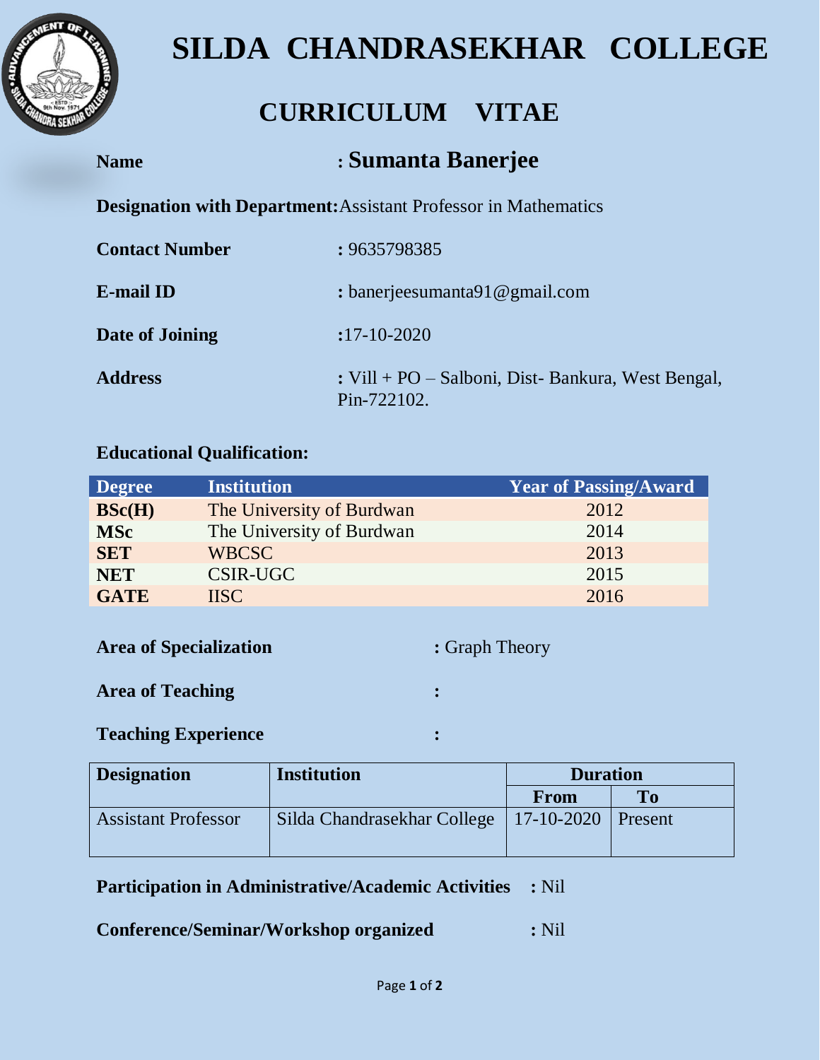# SILDA CHANDRASEKHAR COLLEGE

## CURRICULUM VITAE

**Name** : **Sumanta Banerjee**

**Designation with Department:** Assistant Professor in Mathematics

**Contact Number** : 9635798385

**E-mail ID** : banerjeesumanta91@gmail.com

**Date of Joining** : 17-10-2020

**Address** : Vill + PO – Salboni, Dist- Bankura, West Bengal, Pin-722102.

**Educational Qualification:**

| Degree | Institution | Year of Passing/Award |
|---|---|---|
| **BSc(H)** | The University of Burdwan | 2012 |
| **MSc** | The University of Burdwan | 2014 |
| **SET** | WBCSC | 2013 |
| **NET** | CSIR-UGC | 2015 |
| **GATE** | IISC | 2016 |

**Area of Specialization** : Graph Theory

**Area of Teaching** :

**Teaching Experience** :

| Designation | Institution | Duration | |
|---|---|---|---|
| | | From | To |
| Assistant Professor | Silda Chandrasekhar College | 17-10-2020 | Present |

**Participation in Administrative/Academic Activities** : Nil

**Conference/Seminar/Workshop organized** : Nil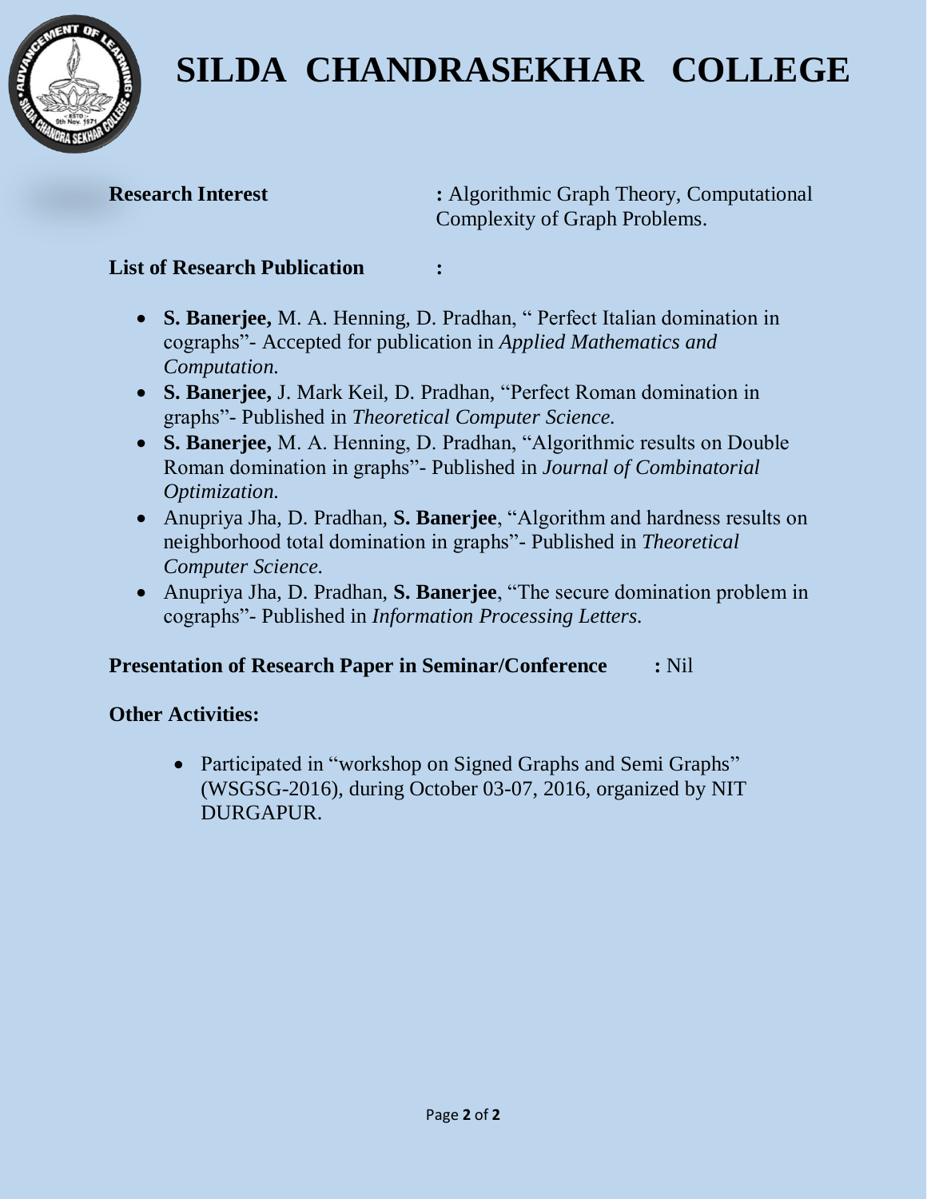# SILDA CHANDRASEKHAR COLLEGE

**Research Interest** **:** Algorithmic Graph Theory, Computational Complexity of Graph Problems.

**List of Research Publication** **:**

- **S. Banerjee,** M. A. Henning, D. Pradhan, " Perfect Italian domination in cographs"- Accepted for publication in *Applied Mathematics and Computation.*
- **S. Banerjee,** J. Mark Keil, D. Pradhan, "Perfect Roman domination in graphs"- Published in *Theoretical Computer Science.*
- **S. Banerjee,** M. A. Henning, D. Pradhan, "Algorithmic results on Double Roman domination in graphs"- Published in *Journal of Combinatorial Optimization.*
- Anupriya Jha, D. Pradhan, **S. Banerjee**, "Algorithm and hardness results on neighborhood total domination in graphs"- Published in *Theoretical Computer Science.*
- Anupriya Jha, D. Pradhan, **S. Banerjee**, "The secure domination problem in cographs"- Published in *Information Processing Letters.*

**Presentation of Research Paper in Seminar/Conference** **:** Nil

**Other Activities:**

- Participated in "workshop on Signed Graphs and Semi Graphs" (WSGSG-2016), during October 03-07, 2016, organized by NIT DURGAPUR.